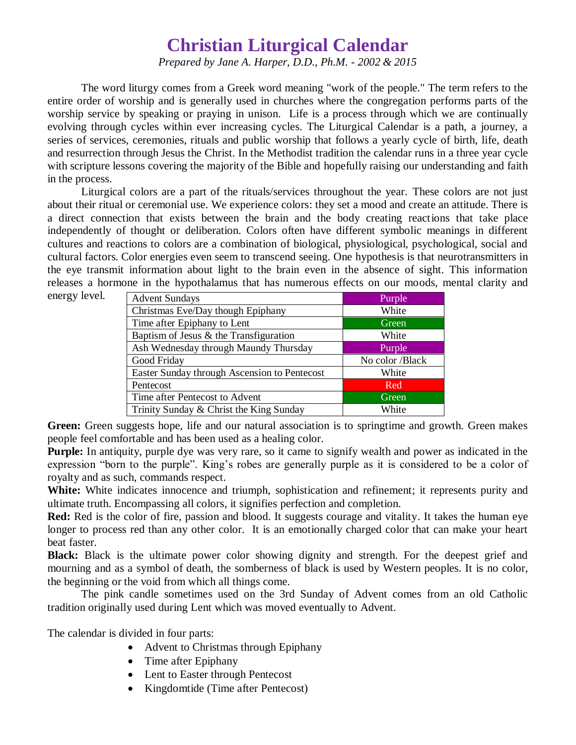# Christian Liturgical Calendar

*Prepared by Jane A. Harper, D.D., Ph.M. - 2002 & 2015*

The word liturgy comes from a Greek word meaning "work of the people." The term refers to the entire order of worship and is generally used in churches where the congregation performs parts of the worship service by speaking or praying in unison. Life is a process through which we are continually evolving through cycles within ever increasing cycles. The Liturgical Calendar is a path, a journey, a series of services, ceremonies, rituals and public worship that follows a yearly cycle of birth, life, death and resurrection through Jesus the Christ. In the Methodist tradition the calendar runs in a three year cycle with scripture lessons covering the majority of the Bible and hopefully raising our understanding and faith in the process.

Liturgical colors are a part of the rituals/services throughout the year. These colors are not just about their ritual or ceremonial use. We experience colors: they set a mood and create an attitude. There is a direct connection that exists between the brain and the body creating reactions that take place independently of thought or deliberation. Colors often have different symbolic meanings in different cultures and reactions to colors are a combination of biological, physiological, psychological, social and cultural factors. Color energies even seem to transcend seeing. One hypothesis is that neurotransmitters in the eye transmit information about light to the brain even in the absence of sight. This information releases a hormone in the hypothalamus that has numerous effects on our moods, mental clarity and energy level.

| Season | Color |
|---|---|
| Advent Sundays | Purple |
| Christmas Eve/Day though Epiphany | White |
| Time after Epiphany to Lent | Green |
| Baptism of Jesus & the Transfiguration | White |
| Ash Wednesday through Maundy Thursday | Purple |
| Good Friday | No color /Black |
| Easter Sunday through Ascension to Pentecost | White |
| Pentecost | Red |
| Time after Pentecost to Advent | Green |
| Trinity Sunday & Christ the King Sunday | White |

**Green:** Green suggests hope, life and our natural association is to springtime and growth. Green makes people feel comfortable and has been used as a healing color.

**Purple:** In antiquity, purple dye was very rare, so it came to signify wealth and power as indicated in the expression "born to the purple". King's robes are generally purple as it is considered to be a color of royalty and as such, commands respect.

**White:** White indicates innocence and triumph, sophistication and refinement; it represents purity and ultimate truth. Encompassing all colors, it signifies perfection and completion.

**Red:** Red is the color of fire, passion and blood. It suggests courage and vitality. It takes the human eye longer to process red than any other color. It is an emotionally charged color that can make your heart beat faster.

**Black:** Black is the ultimate power color showing dignity and strength. For the deepest grief and mourning and as a symbol of death, the somberness of black is used by Western peoples. It is no color, the beginning or the void from which all things come.

The pink candle sometimes used on the 3rd Sunday of Advent comes from an old Catholic tradition originally used during Lent which was moved eventually to Advent.

The calendar is divided in four parts:

- Advent to Christmas through Epiphany
- Time after Epiphany
- Lent to Easter through Pentecost
- Kingdomtide (Time after Pentecost)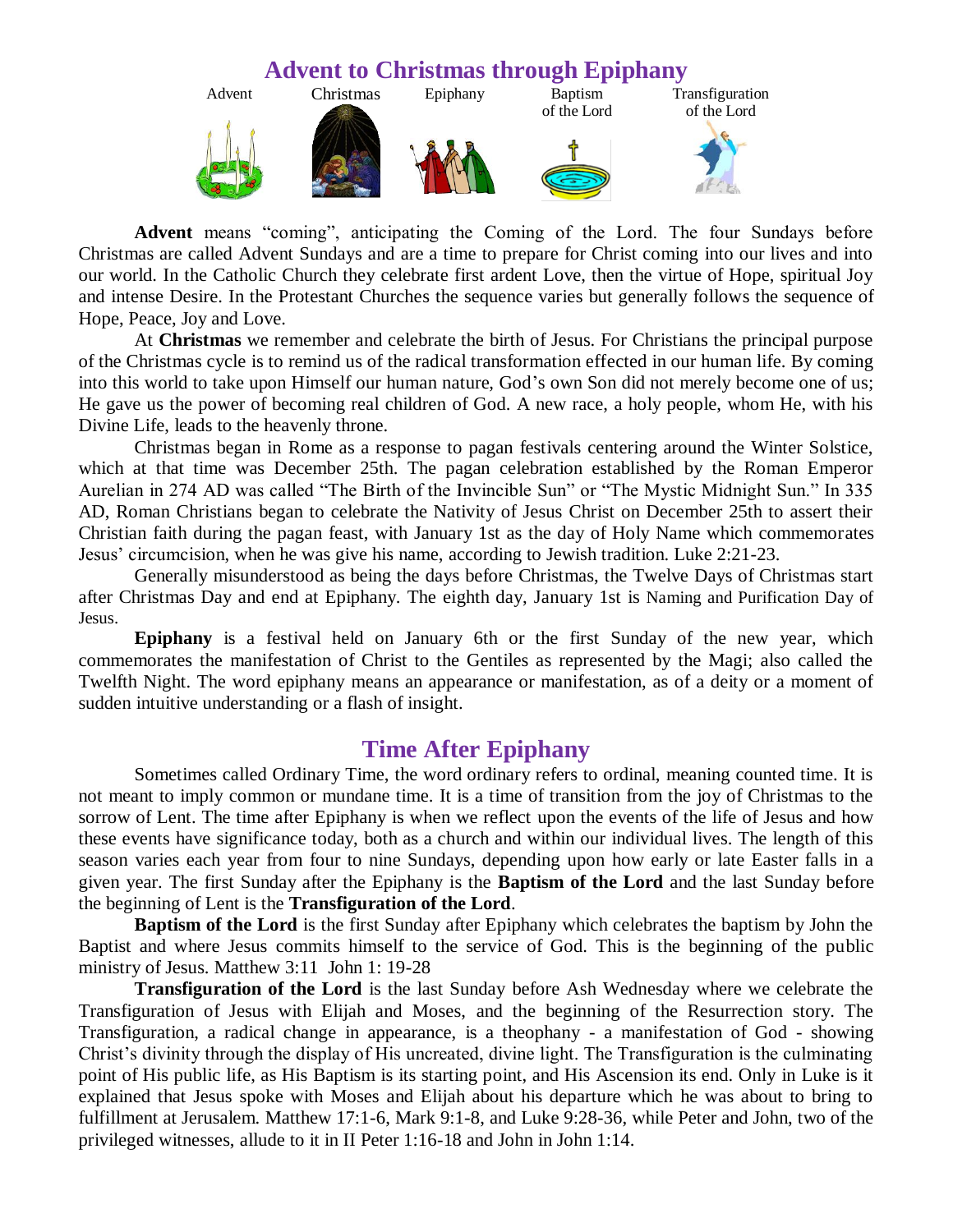## Advent to Christmas through Epiphany

Advent | Christmas | Epiphany | Baptism of the Lord | Transfiguration of the Lord

**Advent** means "coming", anticipating the Coming of the Lord. The four Sundays before Christmas are called Advent Sundays and are a time to prepare for Christ coming into our lives and into our world. In the Catholic Church they celebrate first ardent Love, then the virtue of Hope, spiritual Joy and intense Desire. In the Protestant Churches the sequence varies but generally follows the sequence of Hope, Peace, Joy and Love.

At **Christmas** we remember and celebrate the birth of Jesus. For Christians the principal purpose of the Christmas cycle is to remind us of the radical transformation effected in our human life. By coming into this world to take upon Himself our human nature, God's own Son did not merely become one of us; He gave us the power of becoming real children of God. A new race, a holy people, whom He, with his Divine Life, leads to the heavenly throne.

Christmas began in Rome as a response to pagan festivals centering around the Winter Solstice, which at that time was December 25th. The pagan celebration established by the Roman Emperor Aurelian in 274 AD was called "The Birth of the Invincible Sun" or "The Mystic Midnight Sun." In 335 AD, Roman Christians began to celebrate the Nativity of Jesus Christ on December 25th to assert their Christian faith during the pagan feast, with January 1st as the day of Holy Name which commemorates Jesus' circumcision, when he was give his name, according to Jewish tradition. Luke 2:21-23.

Generally misunderstood as being the days before Christmas, the Twelve Days of Christmas start after Christmas Day and end at Epiphany. The eighth day, January 1st is Naming and Purification Day of Jesus.

**Epiphany** is a festival held on January 6th or the first Sunday of the new year, which commemorates the manifestation of Christ to the Gentiles as represented by the Magi; also called the Twelfth Night. The word epiphany means an appearance or manifestation, as of a deity or a moment of sudden intuitive understanding or a flash of insight.

## Time After Epiphany

Sometimes called Ordinary Time, the word ordinary refers to ordinal, meaning counted time. It is not meant to imply common or mundane time. It is a time of transition from the joy of Christmas to the sorrow of Lent. The time after Epiphany is when we reflect upon the events of the life of Jesus and how these events have significance today, both as a church and within our individual lives. The length of this season varies each year from four to nine Sundays, depending upon how early or late Easter falls in a given year. The first Sunday after the Epiphany is the **Baptism of the Lord** and the last Sunday before the beginning of Lent is the **Transfiguration of the Lord**.

**Baptism of the Lord** is the first Sunday after Epiphany which celebrates the baptism by John the Baptist and where Jesus commits himself to the service of God. This is the beginning of the public ministry of Jesus. Matthew 3:11 John 1: 19-28

**Transfiguration of the Lord** is the last Sunday before Ash Wednesday where we celebrate the Transfiguration of Jesus with Elijah and Moses, and the beginning of the Resurrection story. The Transfiguration, a radical change in appearance, is a theophany - a manifestation of God - showing Christ's divinity through the display of His uncreated, divine light. The Transfiguration is the culminating point of His public life, as His Baptism is its starting point, and His Ascension its end. Only in Luke is it explained that Jesus spoke with Moses and Elijah about his departure which he was about to bring to fulfillment at Jerusalem. Matthew 17:1-6, Mark 9:1-8, and Luke 9:28-36, while Peter and John, two of the privileged witnesses, allude to it in II Peter 1:16-18 and John in John 1:14.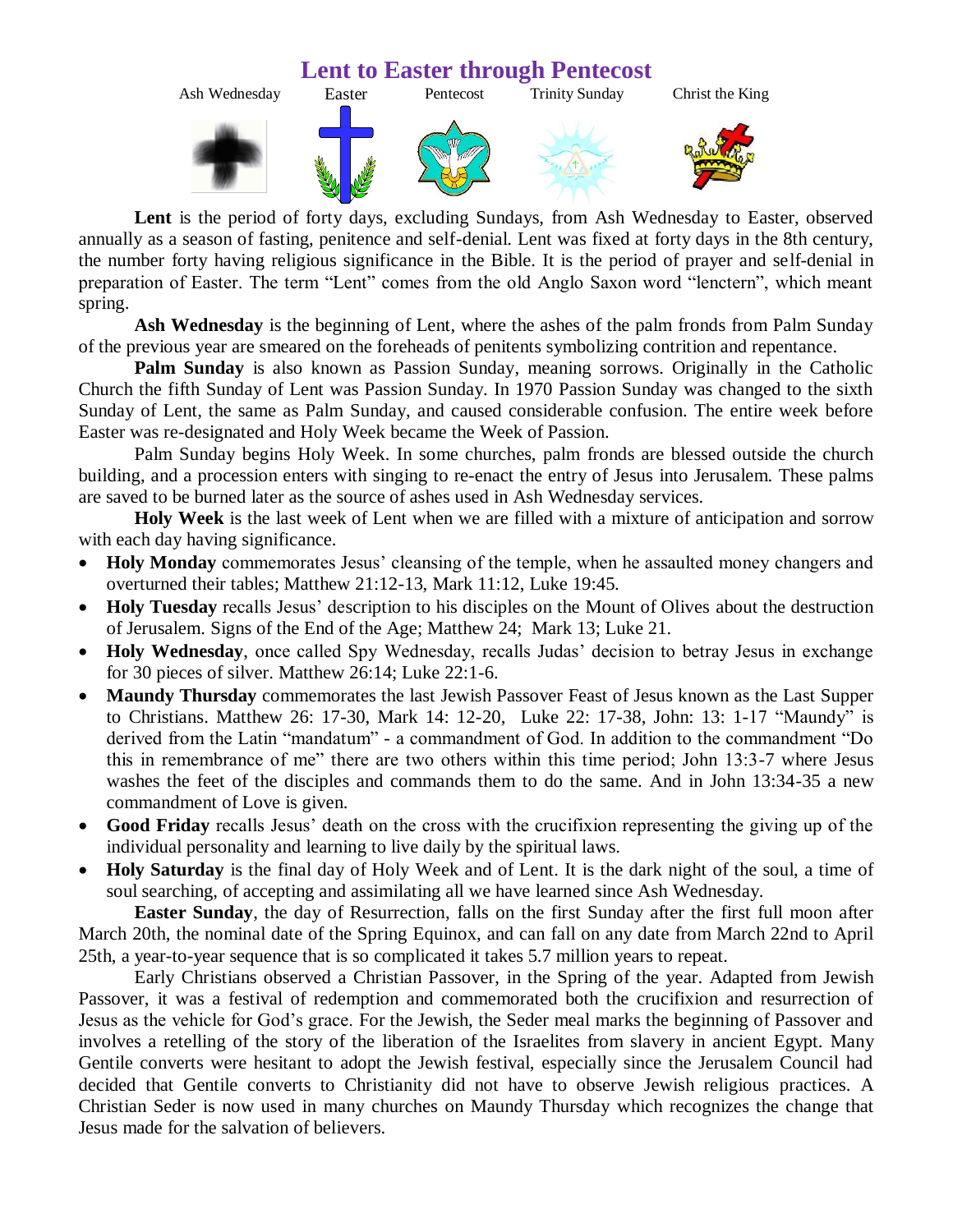# Lent to Easter through Pentecost

Ash Wednesday Easter Pentecost Trinity Sunday Christ the King

**Lent** is the period of forty days, excluding Sundays, from Ash Wednesday to Easter, observed annually as a season of fasting, penitence and self-denial. Lent was fixed at forty days in the 8th century, the number forty having religious significance in the Bible. It is the period of prayer and self-denial in preparation of Easter. The term "Lent" comes from the old Anglo Saxon word "lenctern", which meant spring.

**Ash Wednesday** is the beginning of Lent, where the ashes of the palm fronds from Palm Sunday of the previous year are smeared on the foreheads of penitents symbolizing contrition and repentance.

**Palm Sunday** is also known as Passion Sunday, meaning sorrows. Originally in the Catholic Church the fifth Sunday of Lent was Passion Sunday. In 1970 Passion Sunday was changed to the sixth Sunday of Lent, the same as Palm Sunday, and caused considerable confusion. The entire week before Easter was re-designated and Holy Week became the Week of Passion.

Palm Sunday begins Holy Week. In some churches, palm fronds are blessed outside the church building, and a procession enters with singing to re-enact the entry of Jesus into Jerusalem. These palms are saved to be burned later as the source of ashes used in Ash Wednesday services.

**Holy Week** is the last week of Lent when we are filled with a mixture of anticipation and sorrow with each day having significance.

- **Holy Monday** commemorates Jesus' cleansing of the temple, when he assaulted money changers and overturned their tables; Matthew 21:12-13, Mark 11:12, Luke 19:45.
- **Holy Tuesday** recalls Jesus' description to his disciples on the Mount of Olives about the destruction of Jerusalem. Signs of the End of the Age; Matthew 24; Mark 13; Luke 21.
- **Holy Wednesday**, once called Spy Wednesday, recalls Judas' decision to betray Jesus in exchange for 30 pieces of silver. Matthew 26:14; Luke 22:1-6.
- **Maundy Thursday** commemorates the last Jewish Passover Feast of Jesus known as the Last Supper to Christians. Matthew 26: 17-30, Mark 14: 12-20, Luke 22: 17-38, John: 13: 1-17 "Maundy" is derived from the Latin "mandatum" - a commandment of God. In addition to the commandment "Do this in remembrance of me" there are two others within this time period; John 13:3-7 where Jesus washes the feet of the disciples and commands them to do the same. And in John 13:34-35 a new commandment of Love is given.
- **Good Friday** recalls Jesus' death on the cross with the crucifixion representing the giving up of the individual personality and learning to live daily by the spiritual laws.
- **Holy Saturday** is the final day of Holy Week and of Lent. It is the dark night of the soul, a time of soul searching, of accepting and assimilating all we have learned since Ash Wednesday.

**Easter Sunday**, the day of Resurrection, falls on the first Sunday after the first full moon after March 20th, the nominal date of the Spring Equinox, and can fall on any date from March 22nd to April 25th, a year-to-year sequence that is so complicated it takes 5.7 million years to repeat.

Early Christians observed a Christian Passover, in the Spring of the year. Adapted from Jewish Passover, it was a festival of redemption and commemorated both the crucifixion and resurrection of Jesus as the vehicle for God's grace. For the Jewish, the Seder meal marks the beginning of Passover and involves a retelling of the story of the liberation of the Israelites from slavery in ancient Egypt. Many Gentile converts were hesitant to adopt the Jewish festival, especially since the Jerusalem Council had decided that Gentile converts to Christianity did not have to observe Jewish religious practices. A Christian Seder is now used in many churches on Maundy Thursday which recognizes the change that Jesus made for the salvation of believers.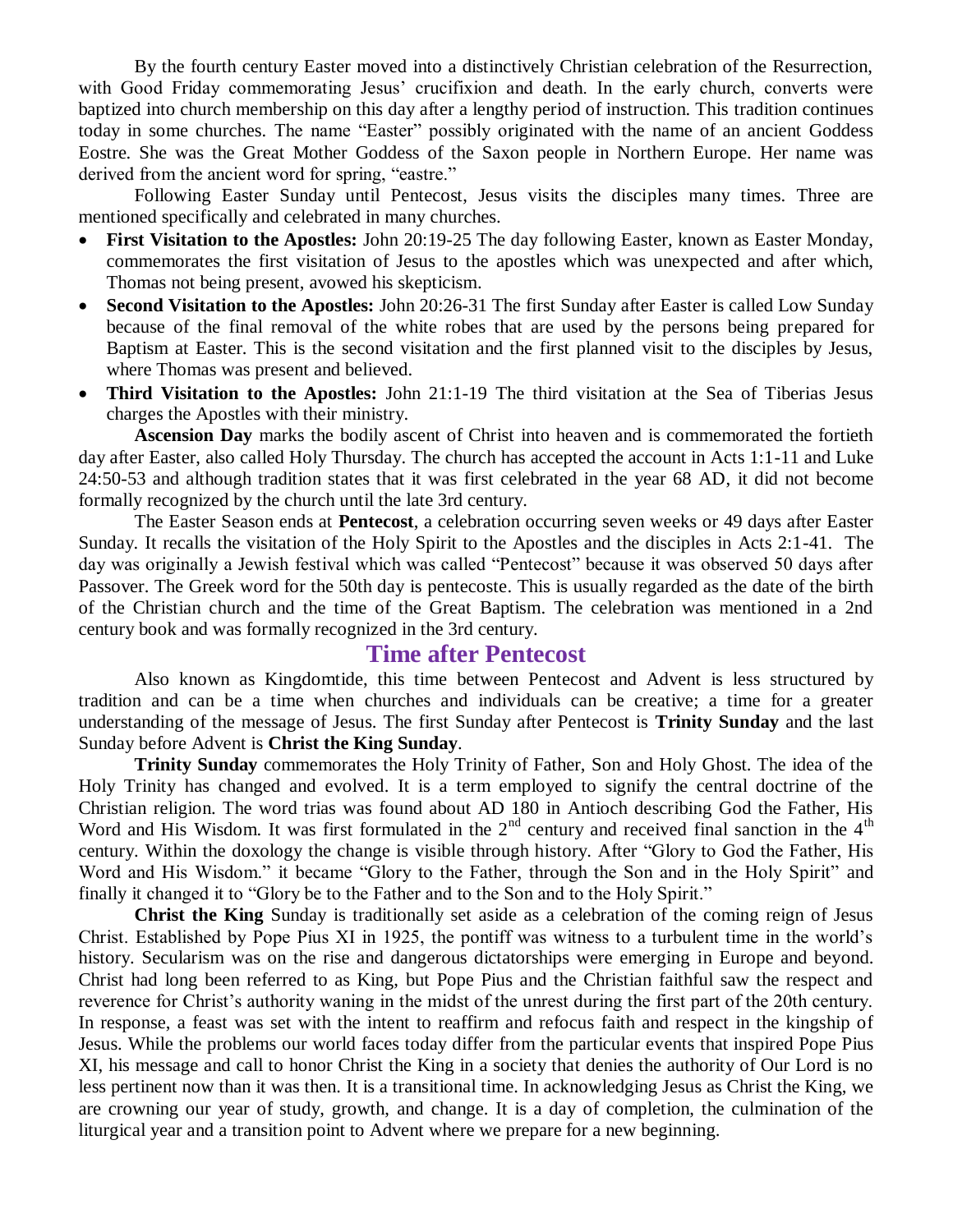By the fourth century Easter moved into a distinctively Christian celebration of the Resurrection, with Good Friday commemorating Jesus' crucifixion and death. In the early church, converts were baptized into church membership on this day after a lengthy period of instruction. This tradition continues today in some churches. The name "Easter" possibly originated with the name of an ancient Goddess Eostre. She was the Great Mother Goddess of the Saxon people in Northern Europe. Her name was derived from the ancient word for spring, "eastre."

Following Easter Sunday until Pentecost, Jesus visits the disciples many times. Three are mentioned specifically and celebrated in many churches.

- **First Visitation to the Apostles:** John 20:19-25 The day following Easter, known as Easter Monday, commemorates the first visitation of Jesus to the apostles which was unexpected and after which, Thomas not being present, avowed his skepticism.
- **Second Visitation to the Apostles:** John 20:26-31 The first Sunday after Easter is called Low Sunday because of the final removal of the white robes that are used by the persons being prepared for Baptism at Easter. This is the second visitation and the first planned visit to the disciples by Jesus, where Thomas was present and believed.
- **Third Visitation to the Apostles:** John 21:1-19 The third visitation at the Sea of Tiberias Jesus charges the Apostles with their ministry.

**Ascension Day** marks the bodily ascent of Christ into heaven and is commemorated the fortieth day after Easter, also called Holy Thursday. The church has accepted the account in Acts 1:1-11 and Luke 24:50-53 and although tradition states that it was first celebrated in the year 68 AD, it did not become formally recognized by the church until the late 3rd century.

The Easter Season ends at **Pentecost**, a celebration occurring seven weeks or 49 days after Easter Sunday. It recalls the visitation of the Holy Spirit to the Apostles and the disciples in Acts 2:1-41. The day was originally a Jewish festival which was called "Pentecost" because it was observed 50 days after Passover. The Greek word for the 50th day is pentecoste. This is usually regarded as the date of the birth of the Christian church and the time of the Great Baptism. The celebration was mentioned in a 2nd century book and was formally recognized in the 3rd century.

## Time after Pentecost

Also known as Kingdomtide, this time between Pentecost and Advent is less structured by tradition and can be a time when churches and individuals can be creative; a time for a greater understanding of the message of Jesus. The first Sunday after Pentecost is **Trinity Sunday** and the last Sunday before Advent is **Christ the King Sunday**.

**Trinity Sunday** commemorates the Holy Trinity of Father, Son and Holy Ghost. The idea of the Holy Trinity has changed and evolved. It is a term employed to signify the central doctrine of the Christian religion. The word trias was found about AD 180 in Antioch describing God the Father, His Word and His Wisdom. It was first formulated in the 2nd century and received final sanction in the 4th century. Within the doxology the change is visible through history. After "Glory to God the Father, His Word and His Wisdom." it became "Glory to the Father, through the Son and in the Holy Spirit" and finally it changed it to "Glory be to the Father and to the Son and to the Holy Spirit."

**Christ the King** Sunday is traditionally set aside as a celebration of the coming reign of Jesus Christ. Established by Pope Pius XI in 1925, the pontiff was witness to a turbulent time in the world's history. Secularism was on the rise and dangerous dictatorships were emerging in Europe and beyond. Christ had long been referred to as King, but Pope Pius and the Christian faithful saw the respect and reverence for Christ's authority waning in the midst of the unrest during the first part of the 20th century. In response, a feast was set with the intent to reaffirm and refocus faith and respect in the kingship of Jesus. While the problems our world faces today differ from the particular events that inspired Pope Pius XI, his message and call to honor Christ the King in a society that denies the authority of Our Lord is no less pertinent now than it was then. It is a transitional time. In acknowledging Jesus as Christ the King, we are crowning our year of study, growth, and change. It is a day of completion, the culmination of the liturgical year and a transition point to Advent where we prepare for a new beginning.